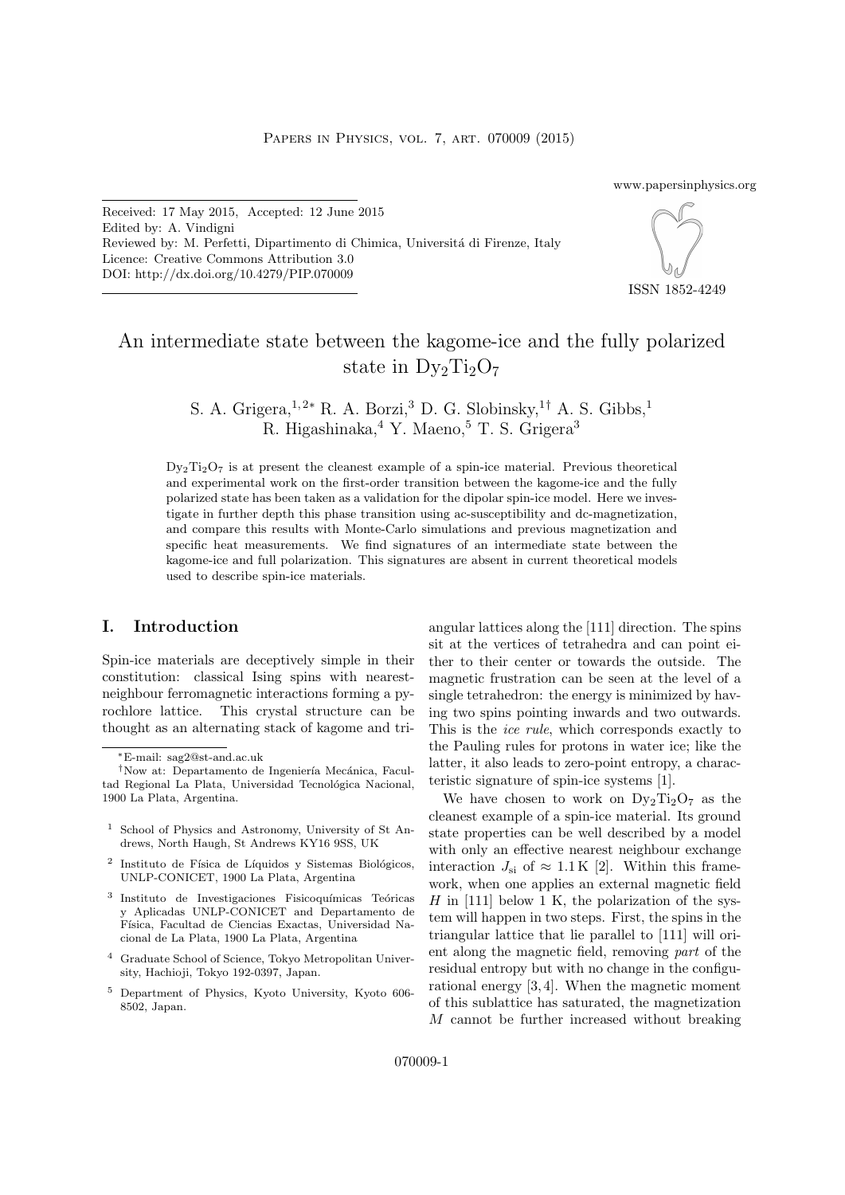Received: 17 May 2015, Accepted: 12 June 2015
Edited by: A. Vindigni
Reviewed by: M. Perfetti, Dipartimento di Chimica, Universitá di Firenze, Italy
Licence: Creative Commons Attribution 3.0
DOI: http://dx.doi.org/10.4279/PIP.070009

www.papersinphysics.org

ISSN 1852-4249

# An intermediate state between the kagome-ice and the fully polarized state in $Dy_2Ti_2O_7$

S. A. Grigera,[1,2*] R. A. Borzi,[3] D. G. Slobinsky,[1†] A. S. Gibbs,[1] R. Higashinaka,[4] Y. Maeno,[5] T. S. Grigera[3]

$Dy_2Ti_2O_7$ is at present the cleanest example of a spin-ice material. Previous theoretical and experimental work on the first-order transition between the kagome-ice and the fully polarized state has been taken as a validation for the dipolar spin-ice model. Here we investigate in further depth this phase transition using ac-susceptibility and dc-magnetization, and compare this results with Monte-Carlo simulations and previous magnetization and specific heat measurements. We find signatures of an intermediate state between the kagome-ice and full polarization. This signatures are absent in current theoretical models used to describe spin-ice materials.

## I. Introduction

Spin-ice materials are deceptively simple in their constitution: classical Ising spins with nearest-neighbour ferromagnetic interactions forming a pyrochlore lattice. This crystal structure can be thought as an alternating stack of kagome and triangular lattices along the [111] direction. The spins sit at the vertices of tetrahedra and can point either to their center or towards the outside. The magnetic frustration can be seen at the level of a single tetrahedron: the energy is minimized by having two spins pointing inwards and two outwards. This is the *ice rule*, which corresponds exactly to the Pauling rules for protons in water ice; like the latter, it also leads to zero-point entropy, a characteristic signature of spin-ice systems [1].

We have chosen to work on $Dy_2Ti_2O_7$ as the cleanest example of a spin-ice material. Its ground state properties can be well described by a model with only an effective nearest neighbour exchange interaction $J_{\rm si}$ of $\approx 1.1\,{\rm K}$ [2]. Within this framework, when one applies an external magnetic field $H$ in [111] below 1 K, the polarization of the system will happen in two steps. First, the spins in the triangular lattice that lie parallel to [111] will orient along the magnetic field, removing *part* of the residual entropy but with no change in the configurational energy [3,4]. When the magnetic moment of this sublattice has saturated, the magnetization $M$ cannot be further increased without breaking

*E-mail: sag2@st-and.ac.uk

†Now at: Departamento de Ingeniería Mecánica, Facultad Regional La Plata, Universidad Tecnológica Nacional, 1900 La Plata, Argentina.

[1] School of Physics and Astronomy, University of St Andrews, North Haugh, St Andrews KY16 9SS, UK

[2] Instituto de Física de Líquidos y Sistemas Biológicos, UNLP-CONICET, 1900 La Plata, Argentina

[3] Instituto de Investigaciones Fisicoquímicas Teóricas y Aplicadas UNLP-CONICET and Departamento de Física, Facultad de Ciencias Exactas, Universidad Nacional de La Plata, 1900 La Plata, Argentina

[4] Graduate School of Science, Tokyo Metropolitan University, Hachioji, Tokyo 192-0397, Japan.

[5] Department of Physics, Kyoto University, Kyoto 606-8502, Japan.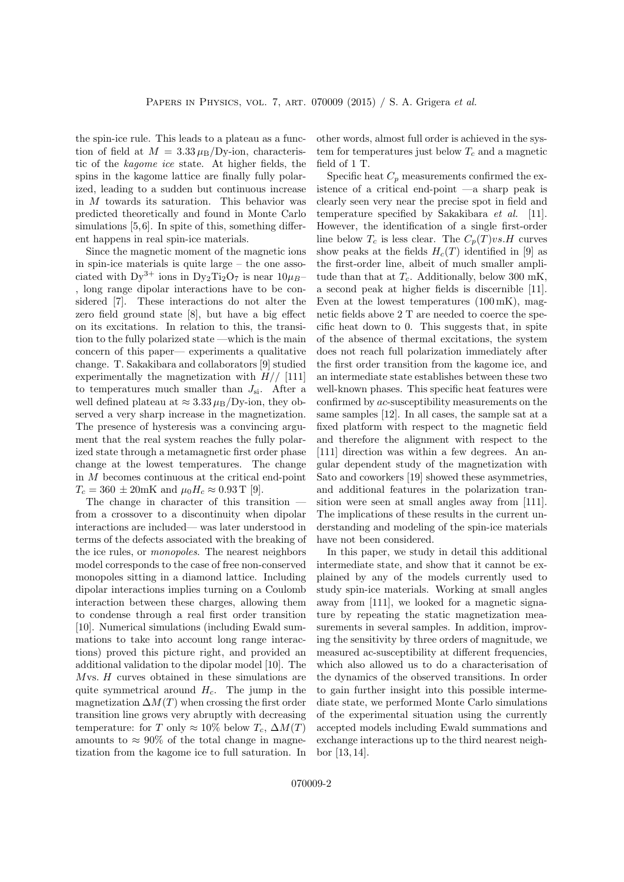the spin-ice rule. This leads to a plateau as a function of field at $M = 3.33\,\mu_{\rm B}$/Dy-ion, characteristic of the *kagome ice* state. At higher fields, the spins in the kagome lattice are finally fully polarized, leading to a sudden but continuous increase in $M$ towards its saturation. This behavior was predicted theoretically and found in Monte Carlo simulations [5,6]. In spite of this, something different happens in real spin-ice materials.

Since the magnetic moment of the magnetic ions in spin-ice materials is quite large – the one associated with $Dy^{3+}$ ions in $Dy_2Ti_2O_7$ is near $10\mu_B$–, long range dipolar interactions have to be considered [7]. These interactions do not alter the zero field ground state [8], but have a big effect on its excitations. In relation to this, the transition to the fully polarized state —which is the main concern of this paper— experiments a qualitative change. T. Sakakibara and collaborators [9] studied experimentally the magnetization with $H//$ [111] to temperatures much smaller than $J_{\rm si}$. After a well defined plateau at $\approx 3.33\,\mu_{\rm B}$/Dy-ion, they observed a very sharp increase in the magnetization. The presence of hysteresis was a convincing argument that the real system reaches the fully polarized state through a metamagnetic first order phase change at the lowest temperatures. The change in $M$ becomes continuous at the critical end-point $T_c = 360 \pm 20$mK and $\mu_0 H_c \approx 0.93\,$T [9].

The change in character of this transition — from a crossover to a discontinuity when dipolar interactions are included— was later understood in terms of the defects associated with the breaking of the ice rules, or *monopoles*. The nearest neighbors model corresponds to the case of free non-conserved monopoles sitting in a diamond lattice. Including dipolar interactions implies turning on a Coulomb interaction between these charges, allowing them to condense through a real first order transition [10]. Numerical simulations (including Ewald summations to take into account long range interactions) proved this picture right, and provided an additional validation to the dipolar model [10]. The $M$vs. $H$ curves obtained in these simulations are quite symmetrical around $H_c$. The jump in the magnetization $\Delta M(T)$ when crossing the first order transition line grows very abruptly with decreasing temperature: for $T$ only $\approx 10\%$ below $T_c$, $\Delta M(T)$ amounts to $\approx 90\%$ of the total change in magnetization from the kagome ice to full saturation. In other words, almost full order is achieved in the system for temperatures just below $T_c$ and a magnetic field of 1 T.

Specific heat $C_p$ measurements confirmed the existence of a critical end-point —a sharp peak is clearly seen very near the precise spot in field and temperature specified by Sakakibara *et al.* [11]. However, the identification of a single first-order line below $T_c$ is less clear. The $C_p(T) vs. H$ curves show peaks at the fields $H_c(T)$ identified in [9] as the first-order line, albeit of much smaller amplitude than that at $T_c$. Additionally, below 300 mK, a second peak at higher fields is discernible [11]. Even at the lowest temperatures (100 mK), magnetic fields above 2 T are needed to coerce the specific heat down to 0. This suggests that, in spite of the absence of thermal excitations, the system does not reach full polarization immediately after the first order transition from the kagome ice, and an intermediate state establishes between these two well-known phases. This specific heat features were confirmed by *ac*-susceptibility measurements on the same samples [12]. In all cases, the sample sat at a fixed platform with respect to the magnetic field and therefore the alignment with respect to the [111] direction was within a few degrees. An angular dependent study of the magnetization with Sato and coworkers [19] showed these asymmetries, and additional features in the polarization transition were seen at small angles away from [111]. The implications of these results in the current understanding and modeling of the spin-ice materials have not been considered.

In this paper, we study in detail this additional intermediate state, and show that it cannot be explained by any of the models currently used to study spin-ice materials. Working at small angles away from [111], we looked for a magnetic signature by repeating the static magnetization measurements in several samples. In addition, improving the sensitivity by three orders of magnitude, we measured ac-susceptibility at different frequencies, which also allowed us to do a characterisation of the dynamics of the observed transitions. In order to gain further insight into this possible intermediate state, we performed Monte Carlo simulations of the experimental situation using the currently accepted models including Ewald summations and exchange interactions up to the third nearest neighbor [13,14].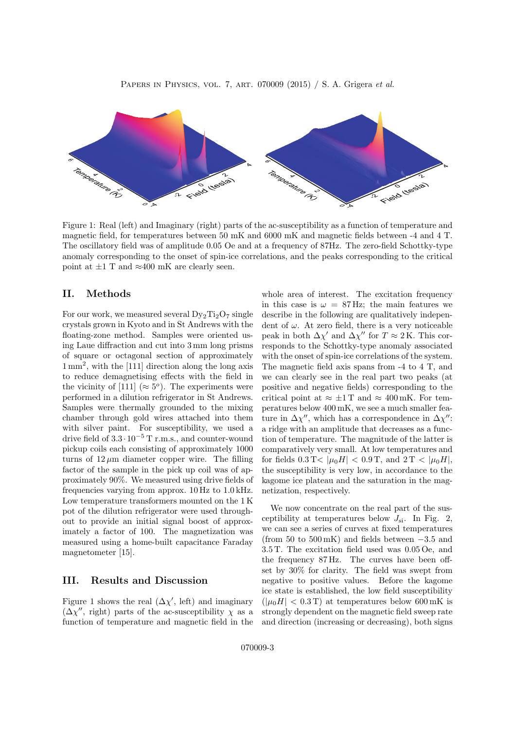Figure 1: Real (left) and Imaginary (right) parts of the ac-susceptibility as a function of temperature and magnetic field, for temperatures between 50 mK and 6000 mK and magnetic fields between -4 and 4 T. The oscillatory field was of amplitude 0.05 Oe and at a frequency of 87Hz. The zero-field Schottky-type anomaly corresponding to the onset of spin-ice correlations, and the peaks corresponding to the critical point at ±1 T and ≈400 mK are clearly seen.

## II. Methods

For our work, we measured several $Dy_2Ti_2O_7$ single crystals grown in Kyoto and in St Andrews with the floating-zone method. Samples were oriented using Laue diffraction and cut into 3 mm long prisms of square or octagonal section of approximately 1 mm$^2$, with the [111] direction along the long axis to reduce demagnetising effects with the field in the vicinity of [111] ($\approx 5^o$). The experiments were performed in a dilution refrigerator in St Andrews. Samples were thermally grounded to the mixing chamber through gold wires attached into them with silver paint. For susceptibility, we used a drive field of $3.3 \cdot 10^{-5}$ T r.m.s., and counter-wound pickup coils each consisting of approximately 1000 turns of 12 $\mu$m diameter copper wire. The filling factor of the sample in the pick up coil was of approximately 90%. We measured using drive fields of frequencies varying from approx. 10 Hz to 1.0 kHz. Low temperature transformers mounted on the 1 K pot of the dilution refrigerator were used throughout to provide an initial signal boost of approximately a factor of 100. The magnetization was measured using a home-built capacitance Faraday magnetometer [15].

## III. Results and Discussion

Figure 1 shows the real ($\Delta\chi'$, left) and imaginary ($\Delta\chi''$, right) parts of the ac-susceptibility $\chi$ as a function of temperature and magnetic field in the whole area of interest. The excitation frequency in this case is $\omega$ = 87 Hz; the main features we describe in the following are qualitatively independent of $\omega$. At zero field, there is a very noticeable peak in both $\Delta\chi'$ and $\Delta\chi''$ for $T \approx 2$ K. This corresponds to the Schottky-type anomaly associated with the onset of spin-ice correlations of the system. The magnetic field axis spans from -4 to 4 T, and we can clearly see in the real part two peaks (at positive and negative fields) corresponding to the critical point at $\approx \pm 1$ T and $\approx$ 400 mK. For temperatures below 400 mK, we see a much smaller feature in $\Delta\chi''$, which has a correspondence in $\Delta\chi''$: a ridge with an amplitude that decreases as a function of temperature. The magnitude of the latter is comparatively very small. At low temperatures and for fields 0.3 T< $|\mu_0 H| <$ 0.9 T, and 2 T < $|\mu_0 H|$, the susceptibility is very low, in accordance to the kagome ice plateau and the saturation in the magnetization, respectively.

We now concentrate on the real part of the susceptibility at temperatures below $J_{\text{si}}$. In Fig. 2, we can see a series of curves at fixed temperatures (from 50 to 500 mK) and fields between $-3.5$ and 3.5 T. The excitation field used was 0.05 Oe, and the frequency 87 Hz. The curves have been offset by 30% for clarity. The field was swept from negative to positive values. Before the kagome ice state is established, the low field susceptibility ($|\mu_0 H| <$ 0.3 T) at temperatures below 600 mK is strongly dependent on the magnetic field sweep rate and direction (increasing or decreasing), both signs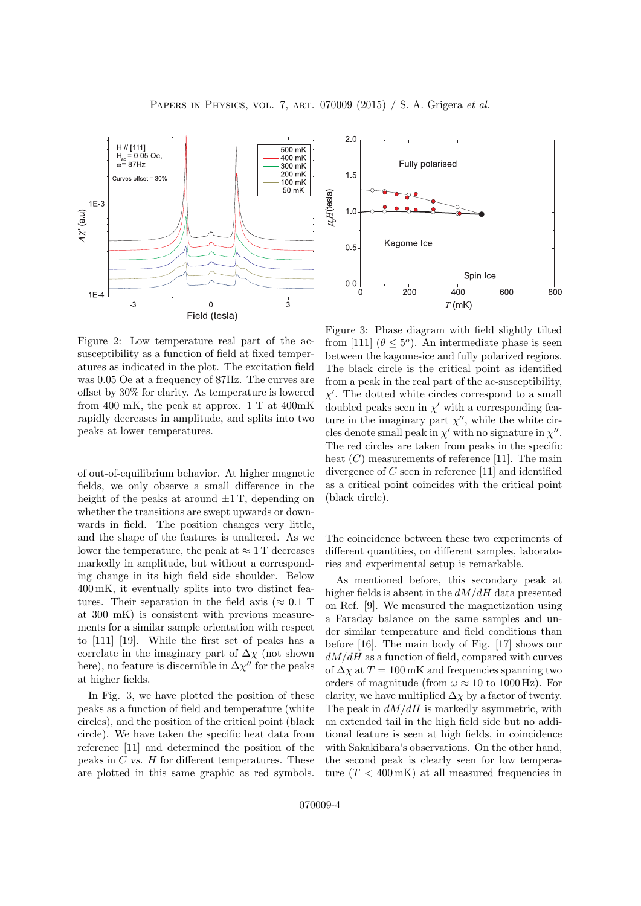Figure 2: Low temperature real part of the ac-susceptibility as a function of field at fixed temperatures as indicated in the plot. The excitation field was 0.05 Oe at a frequency of 87Hz. The curves are offset by 30% for clarity. As temperature is lowered from 400 mK, the peak at approx. 1 T at 400mK rapidly decreases in amplitude, and splits into two peaks at lower temperatures.

of out-of-equilibrium behavior. At higher magnetic fields, we only observe a small difference in the height of the peaks at around ±1 T, depending on whether the transitions are swept upwards or downwards in field. The position changes very little, and the shape of the features is unaltered. As we lower the temperature, the peak at ≈ 1 T decreases markedly in amplitude, but without a corresponding change in its high field side shoulder. Below 400 mK, it eventually splits into two distinct features. Their separation in the field axis (≈ 0.1 T at 300 mK) is consistent with previous measurements for a similar sample orientation with respect to [111] [19]. While the first set of peaks has a correlate in the imaginary part of $\Delta\chi$ (not shown here), no feature is discernible in $\Delta\chi''$ for the peaks at higher fields.

In Fig. 3, we have plotted the position of these peaks as a function of field and temperature (white circles), and the position of the critical point (black circle). We have taken the specific heat data from reference [11] and determined the position of the peaks in $C$ *vs.* $H$ for different temperatures. These are plotted in this same graphic as red symbols.

Figure 3: Phase diagram with field slightly tilted from [111] ($\theta \leq 5^o$). An intermediate phase is seen between the kagome-ice and fully polarized regions. The black circle is the critical point as identified from a peak in the real part of the ac-susceptibility, $\chi'$. The dotted white circles correspond to a small doubled peaks seen in $\chi'$ with a corresponding feature in the imaginary part $\chi''$, while the white circles denote small peak in $\chi'$ with no signature in $\chi''$. The red circles are taken from peaks in the specific heat ($C$) measurements of reference [11]. The main divergence of $C$ seen in reference [11] and identified as a critical point coincides with the critical point (black circle).

The coincidence between these two experiments of different quantities, on different samples, laboratories and experimental setup is remarkable.

As mentioned before, this secondary peak at higher fields is absent in the $dM/dH$ data presented on Ref. [9]. We measured the magnetization using a Faraday balance on the same samples and under similar temperature and field conditions than before [16]. The main body of Fig. [17] shows our $dM/dH$ as a function of field, compared with curves of $\Delta\chi$ at $T = 100\,$mK and frequencies spanning two orders of magnitude (from $\omega \approx 10$ to $1000\,$Hz). For clarity, we have multiplied $\Delta\chi$ by a factor of twenty. The peak in $dM/dH$ is markedly asymmetric, with an extended tail in the high field side but no additional feature is seen at high fields, in coincidence with Sakakibara's observations. On the other hand, the second peak is clearly seen for low temperature ($T < 400\,$mK) at all measured frequencies in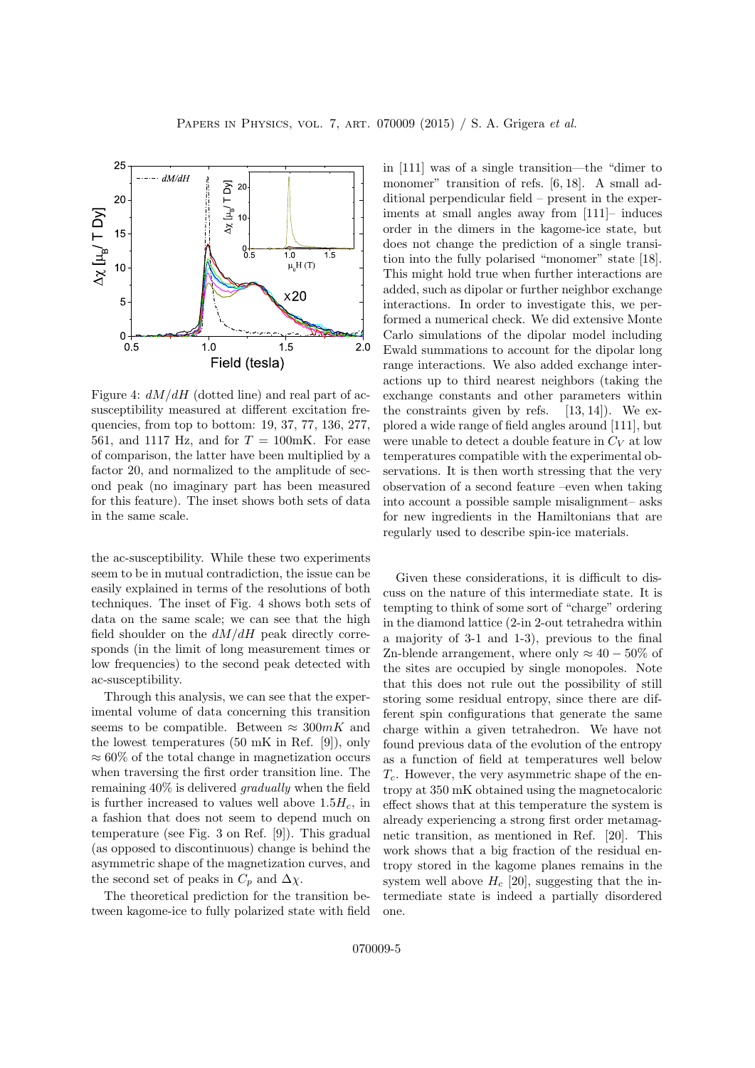Figure 4: $dM/dH$ (dotted line) and real part of ac-susceptibility measured at different excitation frequencies, from top to bottom: 19, 37, 77, 136, 277, 561, and 1117 Hz, and for $T = 100$mK. For ease of comparison, the latter have been multiplied by a factor 20, and normalized to the amplitude of second peak (no imaginary part has been measured for this feature). The inset shows both sets of data in the same scale.

the ac-susceptibility. While these two experiments seem to be in mutual contradiction, the issue can be easily explained in terms of the resolutions of both techniques. The inset of Fig. 4 shows both sets of data on the same scale; we can see that the high field shoulder on the $dM/dH$ peak directly corresponds (in the limit of long measurement times or low frequencies) to the second peak detected with ac-susceptibility.

Through this analysis, we can see that the experimental volume of data concerning this transition seems to be compatible. Between $\approx 300mK$ and the lowest temperatures (50 mK in Ref. [9]), only $\approx 60\%$ of the total change in magnetization occurs when traversing the first order transition line. The remaining 40% is delivered *gradually* when the field is further increased to values well above $1.5H_c$, in a fashion that does not seem to depend much on temperature (see Fig. 3 on Ref. [9]). This gradual (as opposed to discontinuous) change is behind the asymmetric shape of the magnetization curves, and the second set of peaks in $C_p$ and $\Delta\chi$.

The theoretical prediction for the transition between kagome-ice to fully polarized state with field in [111] was of a single transition—the "dimer to monomer" transition of refs. [6, 18]. A small additional perpendicular field – present in the experiments at small angles away from [111]– induces order in the dimers in the kagome-ice state, but does not change the prediction of a single transition into the fully polarised "monomer" state [18]. This might hold true when further interactions are added, such as dipolar or further neighbor exchange interactions. In order to investigate this, we performed a numerical check. We did extensive Monte Carlo simulations of the dipolar model including Ewald summations to account for the dipolar long range interactions. We also added exchange interactions up to third nearest neighbors (taking the exchange constants and other parameters within the constraints given by refs. [13, 14]). We explored a wide range of field angles around [111], but were unable to detect a double feature in $C_V$ at low temperatures compatible with the experimental observations. It is then worth stressing that the very observation of a second feature –even when taking into account a possible sample misalignment– asks for new ingredients in the Hamiltonians that are regularly used to describe spin-ice materials.

Given these considerations, it is difficult to discuss on the nature of this intermediate state. It is tempting to think of some sort of "charge" ordering in the diamond lattice (2-in 2-out tetrahedra within a majority of 3-1 and 1-3), previous to the final Zn-blende arrangement, where only $\approx 40-50\%$ of the sites are occupied by single monopoles. Note that this does not rule out the possibility of still storing some residual entropy, since there are different spin configurations that generate the same charge within a given tetrahedron. We have not found previous data of the evolution of the entropy as a function of field at temperatures well below $T_c$. However, the very asymmetric shape of the entropy at 350 mK obtained using the magnetocaloric effect shows that at this temperature the system is already experiencing a strong first order metamagnetic transition, as mentioned in Ref. [20]. This work shows that a big fraction of the residual entropy stored in the kagome planes remains in the system well above $H_c$ [20], suggesting that the intermediate state is indeed a partially disordered one.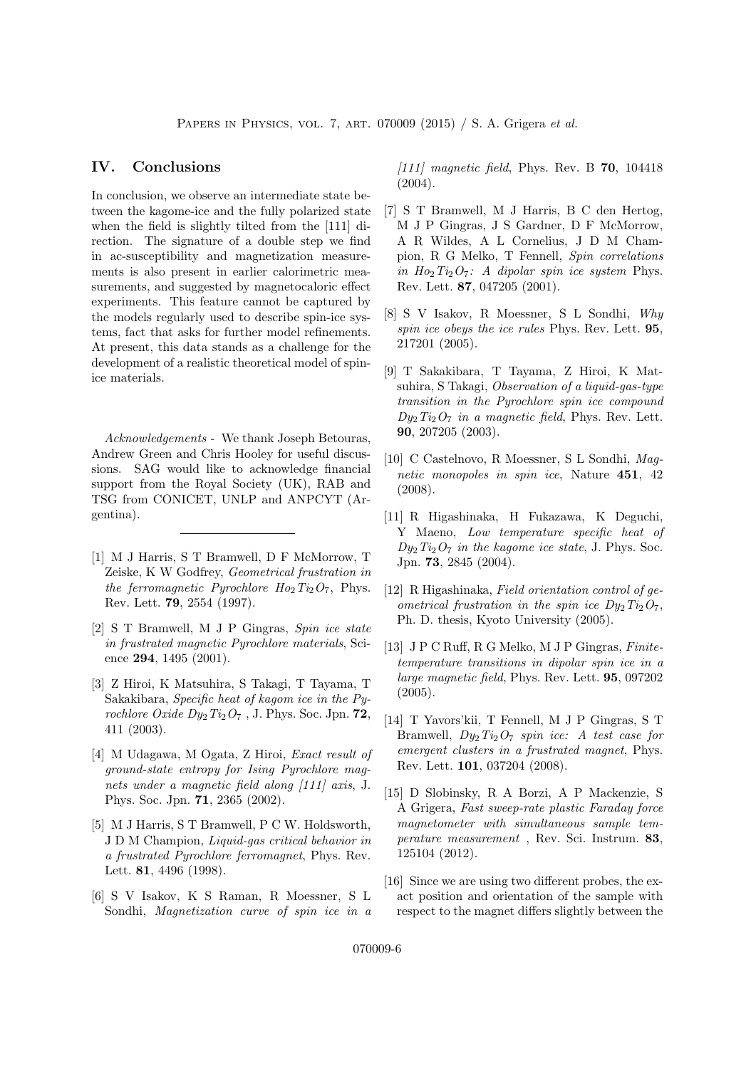## IV. Conclusions

In conclusion, we observe an intermediate state between the kagome-ice and the fully polarized state when the field is slightly tilted from the [111] direction. The signature of a double step we find in ac-susceptibility and magnetization measurements is also present in earlier calorimetric measurements, and suggested by magnetocaloric effect experiments. This feature cannot be captured by the models regularly used to describe spin-ice systems, fact that asks for further model refinements. At present, this data stands as a challenge for the development of a realistic theoretical model of spin-ice materials.

*Acknowledgements* - We thank Joseph Betouras, Andrew Green and Chris Hooley for useful discussions. SAG would like to acknowledge financial support from the Royal Society (UK), RAB and TSG from CONICET, UNLP and ANPCYT (Argentina).

---

[1] M J Harris, S T Bramwell, D F McMorrow, T Zeiske, K W Godfrey, *Geometrical frustration in the ferromagnetic Pyrochlore $Ho_2Ti_2O_7$*, Phys. Rev. Lett. **79**, 2554 (1997).

[2] S T Bramwell, M J P Gingras, *Spin ice state in frustrated magnetic Pyrochlore materials*, Science **294**, 1495 (2001).

[3] Z Hiroi, K Matsuhira, S Takagi, T Tayama, T Sakakibara, *Specific heat of kagom ice in the Pyrochlore Oxide $Dy_2Ti_2O_7$*, J. Phys. Soc. Jpn. **72**, 411 (2003).

[4] M Udagawa, M Ogata, Z Hiroi, *Exact result of ground-state entropy for Ising Pyrochlore magnets under a magnetic field along [111] axis*, J. Phys. Soc. Jpn. **71**, 2365 (2002).

[5] M J Harris, S T Bramwell, P C W. Holdsworth, J D M Champion, *Liquid-gas critical behavior in a frustrated Pyrochlore ferromagnet*, Phys. Rev. Lett. **81**, 4496 (1998).

[6] S V Isakov, K S Raman, R Moessner, S L Sondhi, *Magnetization curve of spin ice in a [111] magnetic field*, Phys. Rev. B **70**, 104418 (2004).

[7] S T Bramwell, M J Harris, B C den Hertog, M J P Gingras, J S Gardner, D F McMorrow, A R Wildes, A L Cornelius, J D M Champion, R G Melko, T Fennell, *Spin correlations in $Ho_2Ti_2O_7$: A dipolar spin ice system* Phys. Rev. Lett. **87**, 047205 (2001).

[8] S V Isakov, R Moessner, S L Sondhi, *Why spin ice obeys the ice rules* Phys. Rev. Lett. **95**, 217201 (2005).

[9] T Sakakibara, T Tayama, Z Hiroi, K Matsuhira, S Takagi, *Observation of a liquid-gas-type transition in the Pyrochlore spin ice compound $Dy_2Ti_2O_7$ in a magnetic field*, Phys. Rev. Lett. **90**, 207205 (2003).

[10] C Castelnovo, R Moessner, S L Sondhi, *Magnetic monopoles in spin ice*, Nature **451**, 42 (2008).

[11] R Higashinaka, H Fukazawa, K Deguchi, Y Maeno, *Low temperature specific heat of $Dy_2Ti_2O_7$ in the kagome ice state*, J. Phys. Soc. Jpn. **73**, 2845 (2004).

[12] R Higashinaka, *Field orientation control of geometrical frustration in the spin ice $Dy_2Ti_2O_7$*, Ph. D. thesis, Kyoto University (2005).

[13] J P C Ruff, R G Melko, M J P Gingras, *Finite-temperature transitions in dipolar spin ice in a large magnetic field*, Phys. Rev. Lett. **95**, 097202 (2005).

[14] T Yavors'kii, T Fennell, M J P Gingras, S T Bramwell, *$Dy_2Ti_2O_7$ spin ice: A test case for emergent clusters in a frustrated magnet*, Phys. Rev. Lett. **101**, 037204 (2008).

[15] D Slobinsky, R A Borzi, A P Mackenzie, S A Grigera, *Fast sweep-rate plastic Faraday force magnetometer with simultaneous sample temperature measurement* , Rev. Sci. Instrum. **83**, 125104 (2012).

[16] Since we are using two different probes, the exact position and orientation of the sample with respect to the magnet differs slightly between the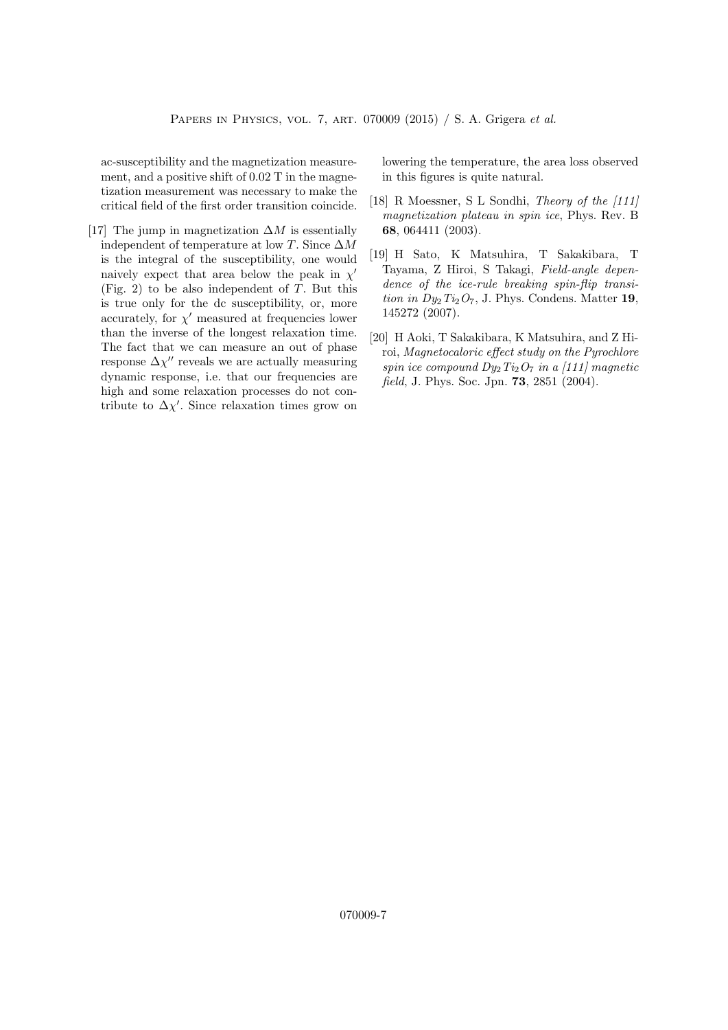ac-susceptibility and the magnetization measurement, and a positive shift of 0.02 T in the magnetization measurement was necessary to make the critical field of the first order transition coincide.

[17] The jump in magnetization $\Delta M$ is essentially independent of temperature at low $T$. Since $\Delta M$ is the integral of the susceptibility, one would naively expect that area below the peak in $\chi'$ (Fig. 2) to be also independent of $T$. But this is true only for the dc susceptibility, or, more accurately, for $\chi'$ measured at frequencies lower than the inverse of the longest relaxation time. The fact that we can measure an out of phase response $\Delta\chi''$ reveals we are actually measuring dynamic response, i.e. that our frequencies are high and some relaxation processes do not contribute to $\Delta\chi'$. Since relaxation times grow on lowering the temperature, the area loss observed in this figures is quite natural.

[18] R Moessner, S L Sondhi, *Theory of the [111] magnetization plateau in spin ice*, Phys. Rev. B **68**, 064411 (2003).

[19] H Sato, K Matsuhira, T Sakakibara, T Tayama, Z Hiroi, S Takagi, *Field-angle dependence of the ice-rule breaking spin-flip transition in $Dy_2Ti_2O_7$*, J. Phys. Condens. Matter **19**, 145272 (2007).

[20] H Aoki, T Sakakibara, K Matsuhira, and Z Hiroi, *Magnetocaloric effect study on the Pyrochlore spin ice compound $Dy_2Ti_2O_7$ in a [111] magnetic field*, J. Phys. Soc. Jpn. **73**, 2851 (2004).